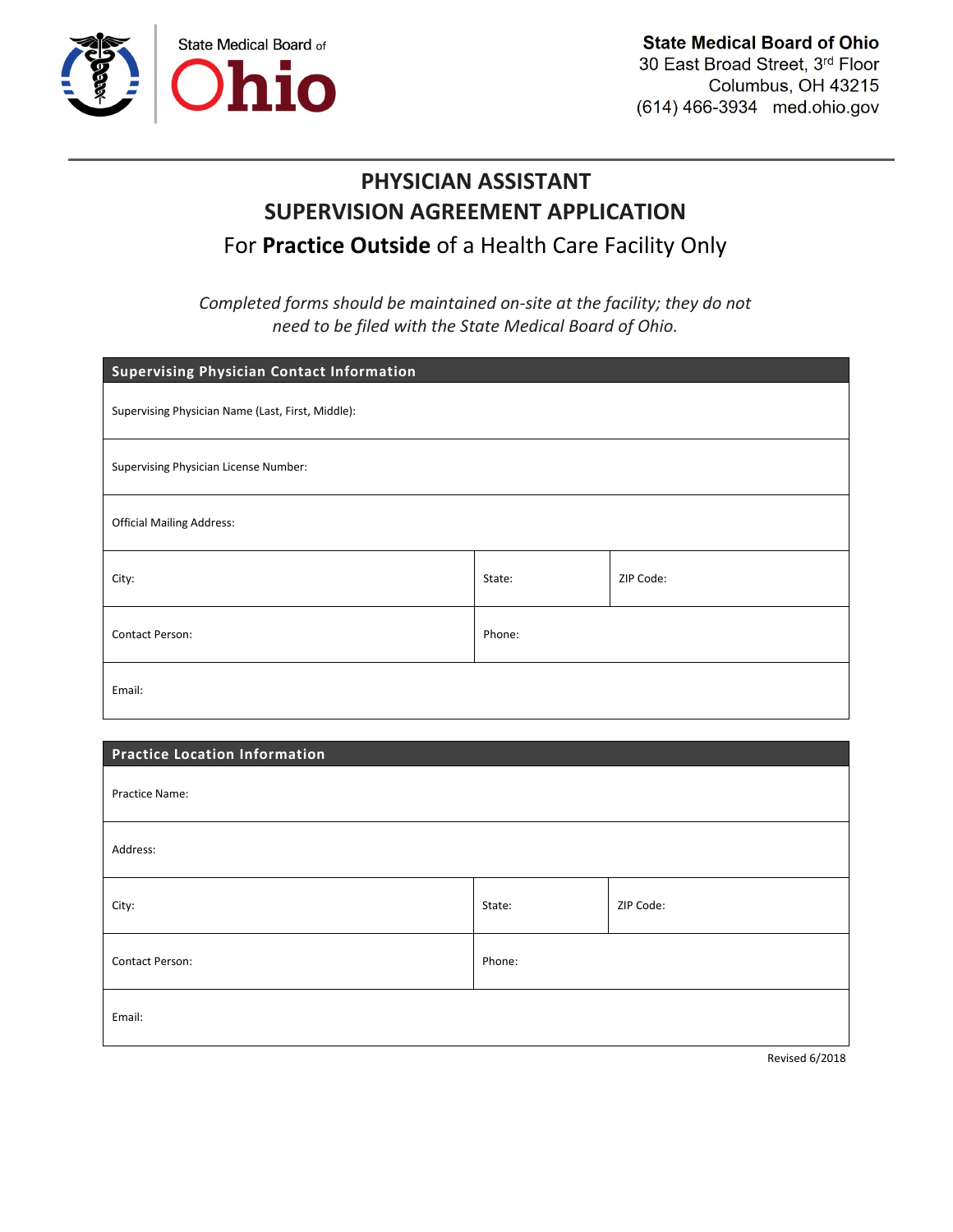State Medical Board of Ohio

**State Medical Board of Ohio**
30 East Broad Street, 3rd Floor
Columbus, OH 43215
(614) 466-3934 med.ohio.gov

# PHYSICIAN ASSISTANT SUPERVISION AGREEMENT APPLICATION

## For **Practice Outside** of a Health Care Facility Only

*Completed forms should be maintained on-site at the facility; they do not need to be filed with the State Medical Board of Ohio.*

| **Supervising Physician Contact Information** | | |
|---|---|---|
| Supervising Physician Name (Last, First, Middle): | | |
| Supervising Physician License Number: | | |
| Official Mailing Address: | | |
| City: | State: | ZIP Code: |
| Contact Person: | Phone: | |
| Email: | | |

| **Practice Location Information** | | |
|---|---|---|
| Practice Name: | | |
| Address: | | |
| City: | State: | ZIP Code: |
| Contact Person: | Phone: | |
| Email: | | |

Revised 6/2018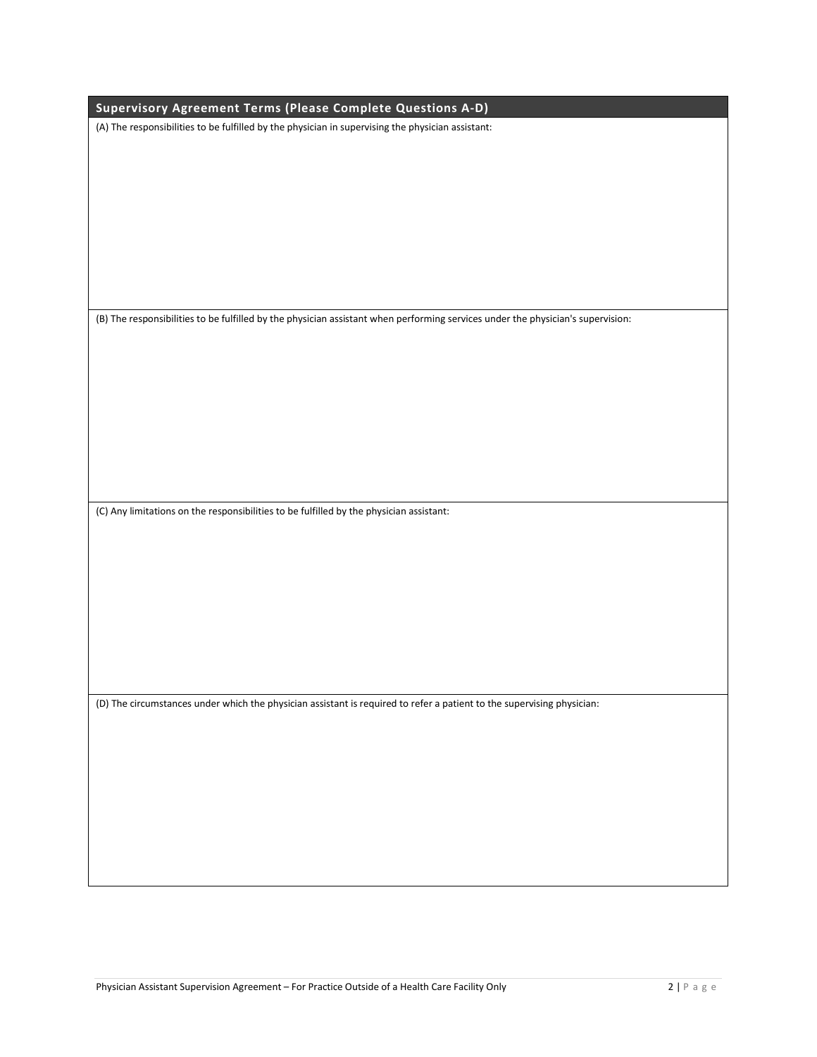## Supervisory Agreement Terms (Please Complete Questions A-D)

(A) The responsibilities to be fulfilled by the physician in supervising the physician assistant:

(B) The responsibilities to be fulfilled by the physician assistant when performing services under the physician's supervision:

(C) Any limitations on the responsibilities to be fulfilled by the physician assistant:

(D) The circumstances under which the physician assistant is required to refer a patient to the supervising physician: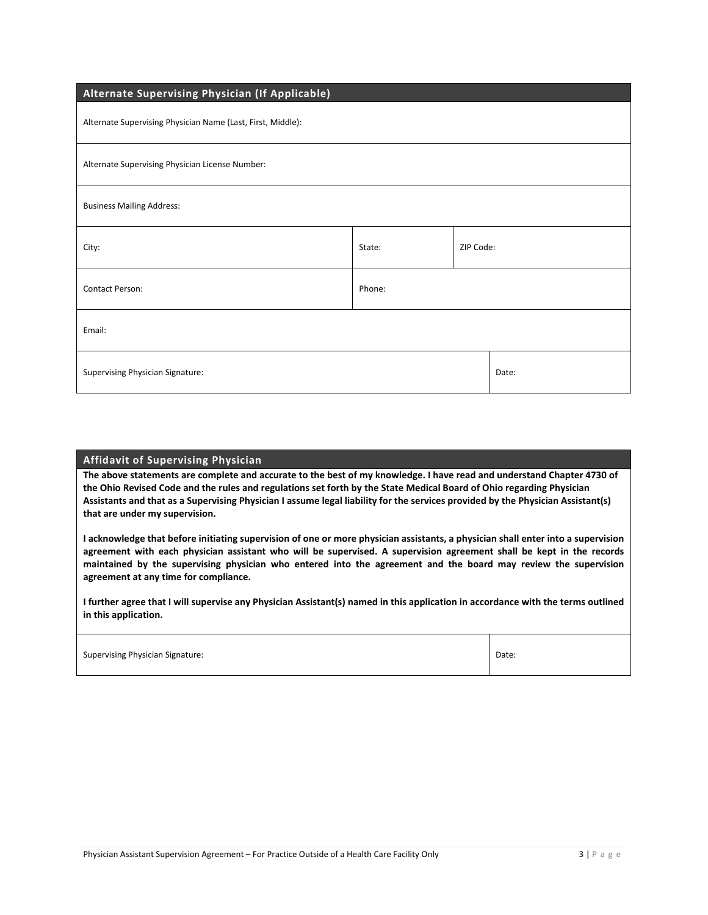## Alternate Supervising Physician (If Applicable)

| Alternate Supervising Physician Name (Last, First, Middle): | | |
|---|---|---|
| Alternate Supervising Physician License Number: | | |
| Business Mailing Address: | | |
| City: | State: | ZIP Code: |
| Contact Person: | Phone: | |
| Email: | | |
| Supervising Physician Signature: | | Date: |

## Affidavit of Supervising Physician

**The above statements are complete and accurate to the best of my knowledge. I have read and understand Chapter 4730 of the Ohio Revised Code and the rules and regulations set forth by the State Medical Board of Ohio regarding Physician Assistants and that as a Supervising Physician I assume legal liability for the services provided by the Physician Assistant(s) that are under my supervision.**

**I acknowledge that before initiating supervision of one or more physician assistants, a physician shall enter into a supervision agreement with each physician assistant who will be supervised. A supervision agreement shall be kept in the records maintained by the supervising physician who entered into the agreement and the board may review the supervision agreement at any time for compliance.**

**I further agree that I will supervise any Physician Assistant(s) named in this application in accordance with the terms outlined in this application.**

| Supervising Physician Signature: | Date: |
|---|---|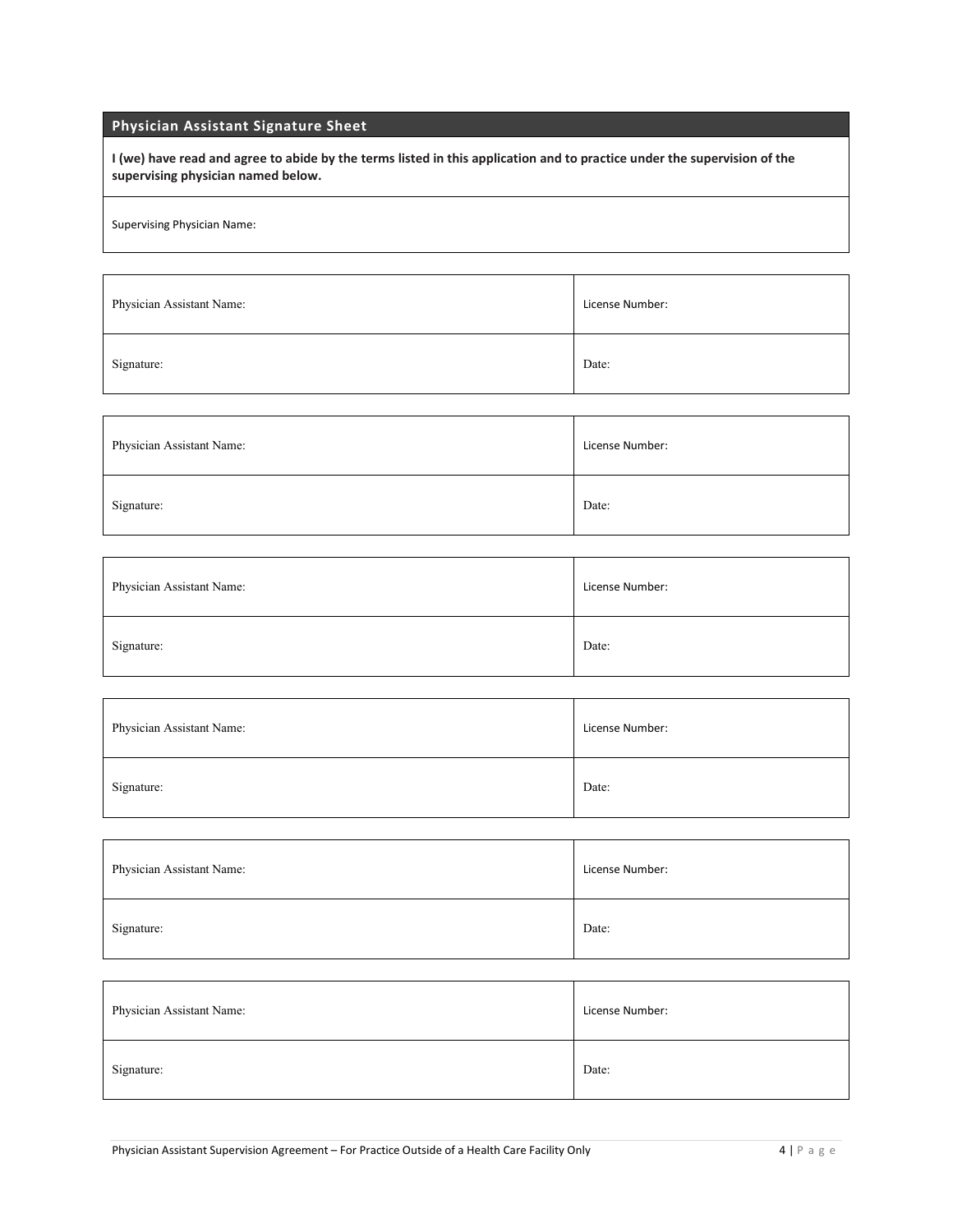## Physician Assistant Signature Sheet

**I (we) have read and agree to abide by the terms listed in this application and to practice under the supervision of the supervising physician named below.**

Supervising Physician Name:

| | |
|---|---|
| Physician Assistant Name: | License Number: |
| Signature: | Date: |

| | |
|---|---|
| Physician Assistant Name: | License Number: |
| Signature: | Date: |

| | |
|---|---|
| Physician Assistant Name: | License Number: |
| Signature: | Date: |

| | |
|---|---|
| Physician Assistant Name: | License Number: |
| Signature: | Date: |

| | |
|---|---|
| Physician Assistant Name: | License Number: |
| Signature: | Date: |

| | |
|---|---|
| Physician Assistant Name: | License Number: |
| Signature: | Date: |